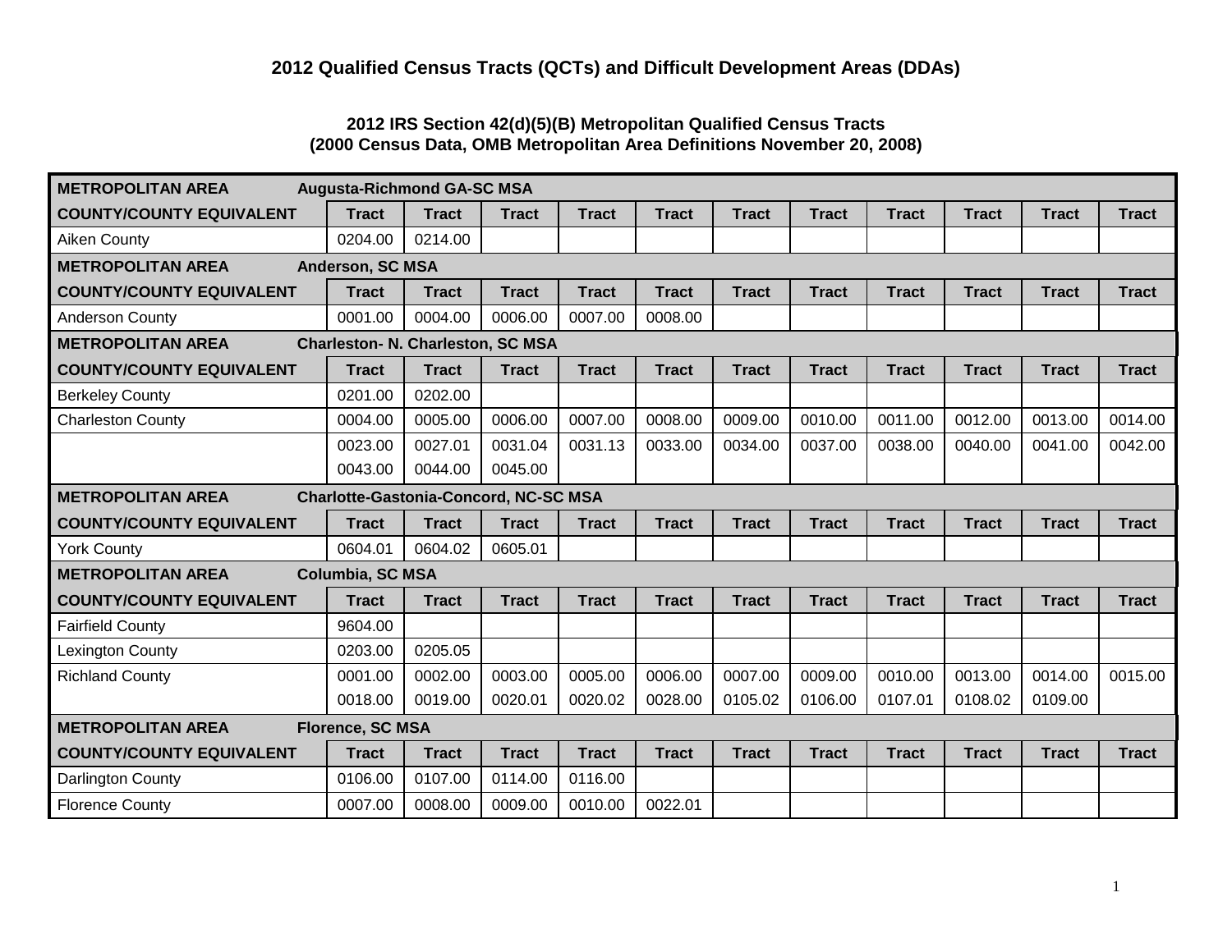## 2012 Qualified Census Tracts (QCTs) and Difficult Development Areas (DDAs)

### 2012 IRS Section 42(d)(5)(B) Metropolitan Qualified Census Tracts
### (2000 Census Data, OMB Metropolitan Area Definitions November 20, 2008)

| **METROPOLITAN AREA** | **Augusta-Richmond GA-SC MSA** | | | | | | | | | | |
|---|---|---|---|---|---|---|---|---|---|---|---|
| **COUNTY/COUNTY EQUIVALENT** | **Tract** | **Tract** | **Tract** | **Tract** | **Tract** | **Tract** | **Tract** | **Tract** | **Tract** | **Tract** | **Tract** |
| Aiken County | 0204.00 | 0214.00 | | | | | | | | | |
| **METROPOLITAN AREA** | **Anderson, SC MSA** | | | | | | | | | | |
| **COUNTY/COUNTY EQUIVALENT** | **Tract** | **Tract** | **Tract** | **Tract** | **Tract** | **Tract** | **Tract** | **Tract** | **Tract** | **Tract** | **Tract** |
| Anderson County | 0001.00 | 0004.00 | 0006.00 | 0007.00 | 0008.00 | | | | | | |
| **METROPOLITAN AREA** | **Charleston- N. Charleston, SC MSA** | | | | | | | | | | |
| **COUNTY/COUNTY EQUIVALENT** | **Tract** | **Tract** | **Tract** | **Tract** | **Tract** | **Tract** | **Tract** | **Tract** | **Tract** | **Tract** | **Tract** |
| Berkeley County | 0201.00 | 0202.00 | | | | | | | | | |
| Charleston County | 0004.00 | 0005.00 | 0006.00 | 0007.00 | 0008.00 | 0009.00 | 0010.00 | 0011.00 | 0012.00 | 0013.00 | 0014.00 |
| | 0023.00 | 0027.01 | 0031.04 | 0031.13 | 0033.00 | 0034.00 | 0037.00 | 0038.00 | 0040.00 | 0041.00 | 0042.00 |
| | 0043.00 | 0044.00 | 0045.00 | | | | | | | | |
| **METROPOLITAN AREA** | **Charlotte-Gastonia-Concord, NC-SC MSA** | | | | | | | | | | |
| **COUNTY/COUNTY EQUIVALENT** | **Tract** | **Tract** | **Tract** | **Tract** | **Tract** | **Tract** | **Tract** | **Tract** | **Tract** | **Tract** | **Tract** |
| York County | 0604.01 | 0604.02 | 0605.01 | | | | | | | | |
| **METROPOLITAN AREA** | **Columbia, SC MSA** | | | | | | | | | | |
| **COUNTY/COUNTY EQUIVALENT** | **Tract** | **Tract** | **Tract** | **Tract** | **Tract** | **Tract** | **Tract** | **Tract** | **Tract** | **Tract** | **Tract** |
| Fairfield County | 9604.00 | | | | | | | | | | |
| Lexington County | 0203.00 | 0205.05 | | | | | | | | | |
| Richland County | 0001.00 | 0002.00 | 0003.00 | 0005.00 | 0006.00 | 0007.00 | 0009.00 | 0010.00 | 0013.00 | 0014.00 | 0015.00 |
| | 0018.00 | 0019.00 | 0020.01 | 0020.02 | 0028.00 | 0105.02 | 0106.00 | 0107.01 | 0108.02 | 0109.00 | |
| **METROPOLITAN AREA** | **Florence, SC MSA** | | | | | | | | | | |
| **COUNTY/COUNTY EQUIVALENT** | **Tract** | **Tract** | **Tract** | **Tract** | **Tract** | **Tract** | **Tract** | **Tract** | **Tract** | **Tract** | **Tract** |
| Darlington County | 0106.00 | 0107.00 | 0114.00 | 0116.00 | | | | | | | |
| Florence County | 0007.00 | 0008.00 | 0009.00 | 0010.00 | 0022.01 | | | | | | |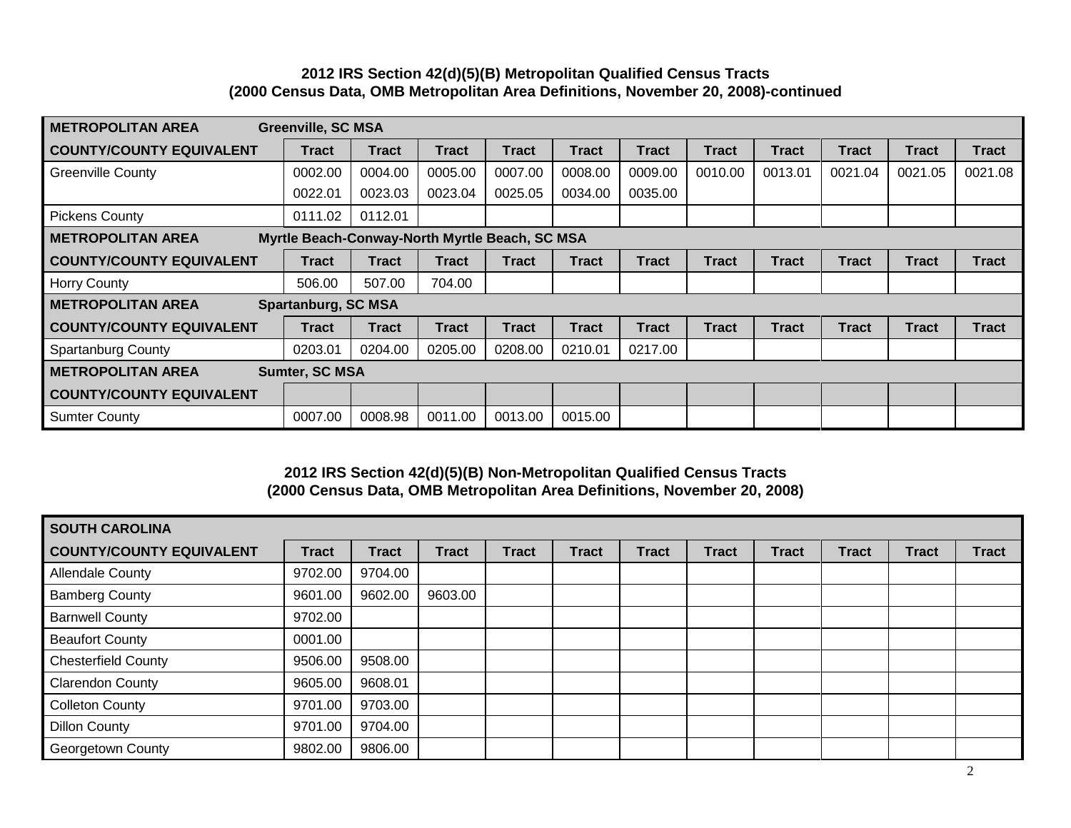**2012 IRS Section 42(d)(5)(B) Metropolitan Qualified Census Tracts**
**(2000 Census Data, OMB Metropolitan Area Definitions, November 20, 2008)-continued**

| **METROPOLITAN AREA** | **Greenville, SC MSA** | | | | | | | | | | |
|---|---|---|---|---|---|---|---|---|---|---|---|
| **COUNTY/COUNTY EQUIVALENT** | **Tract** | **Tract** | **Tract** | **Tract** | **Tract** | **Tract** | **Tract** | **Tract** | **Tract** | **Tract** | **Tract** |
| Greenville County | 0002.00 | 0004.00 | 0005.00 | 0007.00 | 0008.00 | 0009.00 | 0010.00 | 0013.01 | 0021.04 | 0021.05 | 0021.08 |
| | 0022.01 | 0023.03 | 0023.04 | 0025.05 | 0034.00 | 0035.00 | | | | | |
| Pickens County | 0111.02 | 0112.01 | | | | | | | | | |
| **METROPOLITAN AREA** | **Myrtle Beach-Conway-North Myrtle Beach, SC MSA** | | | | | | | | | | |
| **COUNTY/COUNTY EQUIVALENT** | **Tract** | **Tract** | **Tract** | **Tract** | **Tract** | **Tract** | **Tract** | **Tract** | **Tract** | **Tract** | **Tract** |
| Horry County | 506.00 | 507.00 | 704.00 | | | | | | | | |
| **METROPOLITAN AREA** | **Spartanburg, SC MSA** | | | | | | | | | | |
| **COUNTY/COUNTY EQUIVALENT** | **Tract** | **Tract** | **Tract** | **Tract** | **Tract** | **Tract** | **Tract** | **Tract** | **Tract** | **Tract** | **Tract** |
| Spartanburg County | 0203.01 | 0204.00 | 0205.00 | 0208.00 | 0210.01 | 0217.00 | | | | | |
| **METROPOLITAN AREA** | **Sumter, SC MSA** | | | | | | | | | | |
| **COUNTY/COUNTY EQUIVALENT** | | | | | | | | | | | |
| Sumter County | 0007.00 | 0008.98 | 0011.00 | 0013.00 | 0015.00 | | | | | | |

**2012 IRS Section 42(d)(5)(B) Non-Metropolitan Qualified Census Tracts**
**(2000 Census Data, OMB Metropolitan Area Definitions, November 20, 2008)**

| **SOUTH CAROLINA** | | | | | | | | | | | |
|---|---|---|---|---|---|---|---|---|---|---|---|
| **COUNTY/COUNTY EQUIVALENT** | **Tract** | **Tract** | **Tract** | **Tract** | **Tract** | **Tract** | **Tract** | **Tract** | **Tract** | **Tract** | **Tract** |
| Allendale County | 9702.00 | 9704.00 | | | | | | | | | |
| Bamberg County | 9601.00 | 9602.00 | 9603.00 | | | | | | | | |
| Barnwell County | 9702.00 | | | | | | | | | | |
| Beaufort County | 0001.00 | | | | | | | | | | |
| Chesterfield County | 9506.00 | 9508.00 | | | | | | | | | |
| Clarendon County | 9605.00 | 9608.01 | | | | | | | | | |
| Colleton County | 9701.00 | 9703.00 | | | | | | | | | |
| Dillon County | 9701.00 | 9704.00 | | | | | | | | | |
| Georgetown County | 9802.00 | 9806.00 | | | | | | | | | |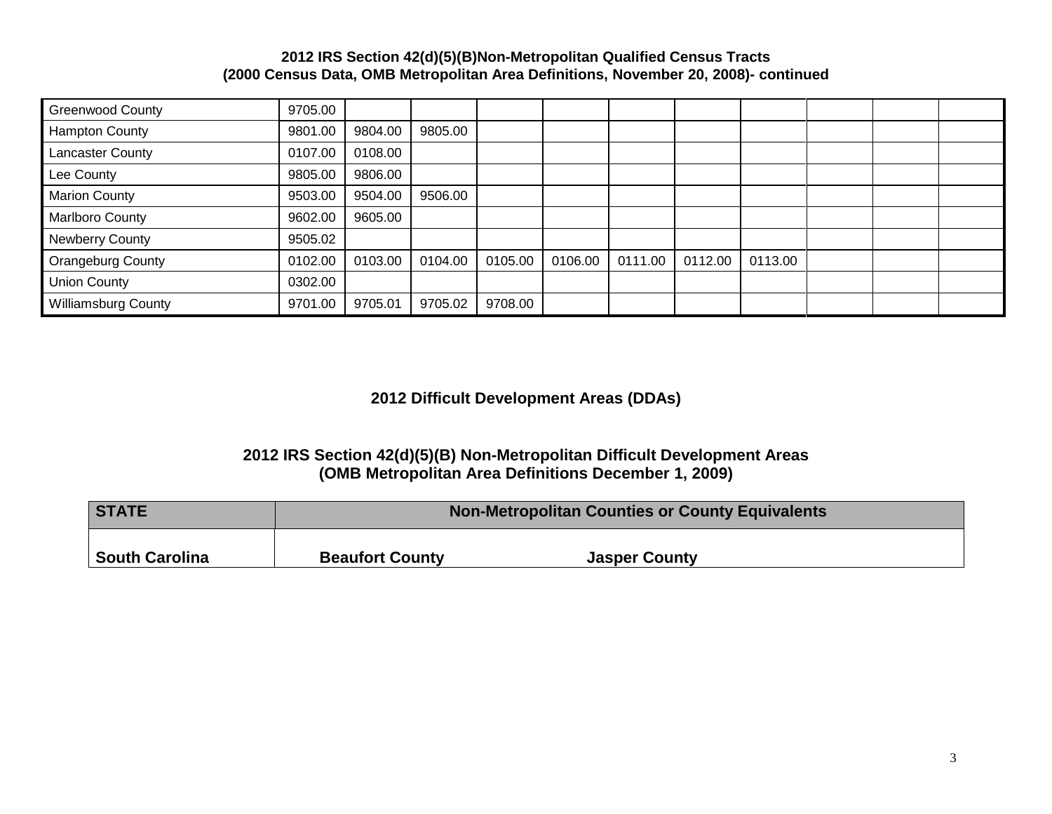**2012 IRS Section 42(d)(5)(B)Non-Metropolitan Qualified Census Tracts**
**(2000 Census Data, OMB Metropolitan Area Definitions, November 20, 2008)- continued**

| | | | | | | | | | | | |
|---|---|---|---|---|---|---|---|---|---|---|---|
| Greenwood County | 9705.00 | | | | | | | | | | |
| Hampton County | 9801.00 | 9804.00 | 9805.00 | | | | | | | | |
| Lancaster County | 0107.00 | 0108.00 | | | | | | | | | |
| Lee County | 9805.00 | 9806.00 | | | | | | | | | |
| Marion County | 9503.00 | 9504.00 | 9506.00 | | | | | | | | |
| Marlboro County | 9602.00 | 9605.00 | | | | | | | | | |
| Newberry County | 9505.02 | | | | | | | | | | |
| Orangeburg County | 0102.00 | 0103.00 | 0104.00 | 0105.00 | 0106.00 | 0111.00 | 0112.00 | 0113.00 | | | |
| Union County | 0302.00 | | | | | | | | | | |
| Williamsburg County | 9701.00 | 9705.01 | 9705.02 | 9708.00 | | | | | | | |

## 2012 Difficult Development Areas (DDAs)

### 2012 IRS Section 42(d)(5)(B) Non-Metropolitan Difficult Development Areas (OMB Metropolitan Area Definitions December 1, 2009)

| STATE | Non-Metropolitan Counties or County Equivalents | |
|---|---|---|
| South Carolina | Beaufort County | Jasper County |